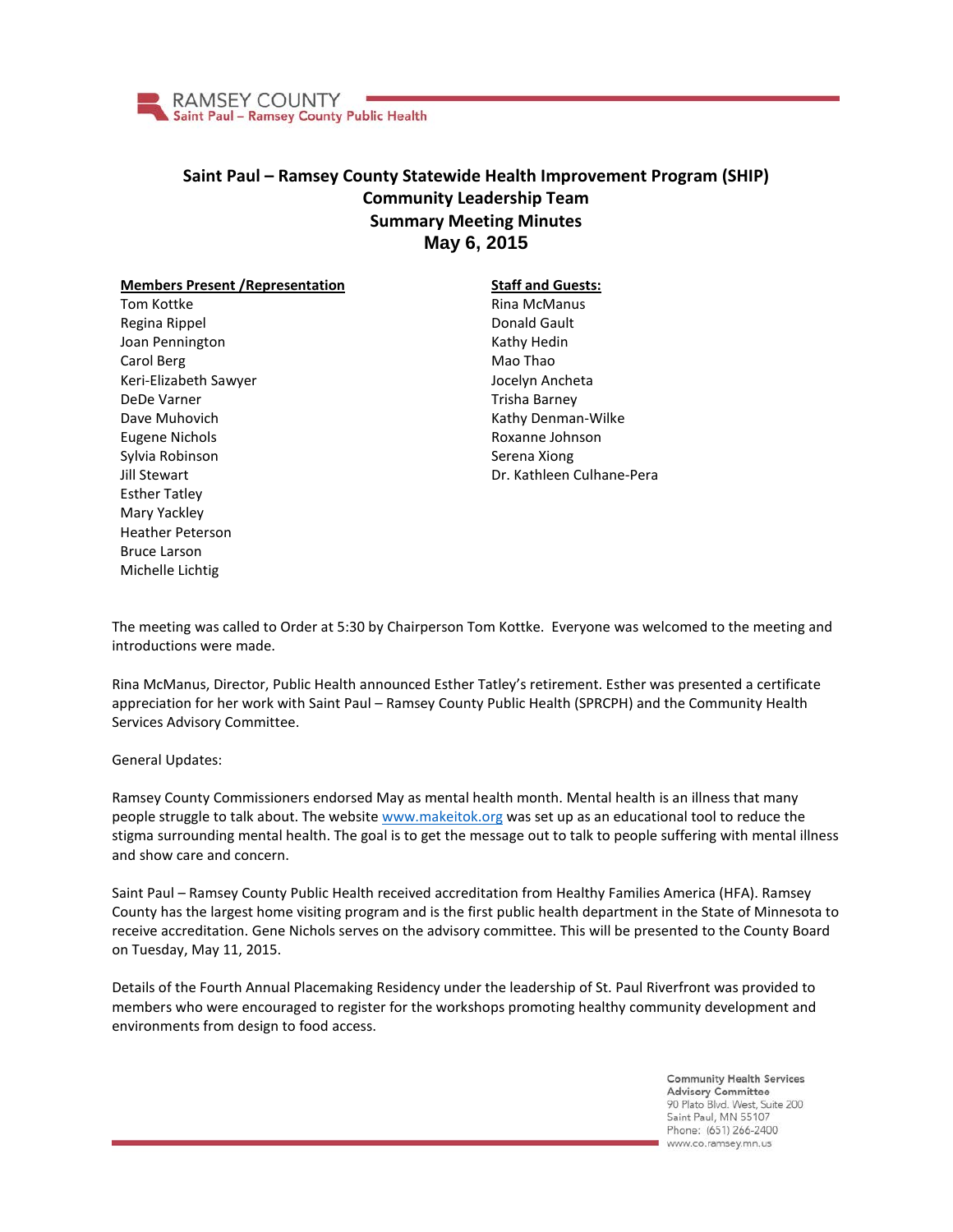RAMSEY COUNTY
Saint Paul – Ramsey County Public Health

# Saint Paul – Ramsey County Statewide Health Improvement Program (SHIP)
## Community Leadership Team
## Summary Meeting Minutes
## May 6, 2015

**Members Present /Representation**

Tom Kottke
Regina Rippel
Joan Pennington
Carol Berg
Keri-Elizabeth Sawyer
DeDe Varner
Dave Muhovich
Eugene Nichols
Sylvia Robinson
Jill Stewart
Esther Tatley
Mary Yackley
Heather Peterson
Bruce Larson
Michelle Lichtig

**Staff and Guests:**

Rina McManus
Donald Gault
Kathy Hedin
Mao Thao
Jocelyn Ancheta
Trisha Barney
Kathy Denman-Wilke
Roxanne Johnson
Serena Xiong
Dr. Kathleen Culhane-Pera

The meeting was called to Order at 5:30 by Chairperson Tom Kottke. Everyone was welcomed to the meeting and introductions were made.

Rina McManus, Director, Public Health announced Esther Tatley's retirement. Esther was presented a certificate appreciation for her work with Saint Paul – Ramsey County Public Health (SPRCPH) and the Community Health Services Advisory Committee.

General Updates:

Ramsey County Commissioners endorsed May as mental health month. Mental health is an illness that many people struggle to talk about. The website www.makeitok.org was set up as an educational tool to reduce the stigma surrounding mental health. The goal is to get the message out to talk to people suffering with mental illness and show care and concern.

Saint Paul – Ramsey County Public Health received accreditation from Healthy Families America (HFA). Ramsey County has the largest home visiting program and is the first public health department in the State of Minnesota to receive accreditation. Gene Nichols serves on the advisory committee. This will be presented to the County Board on Tuesday, May 11, 2015.

Details of the Fourth Annual Placemaking Residency under the leadership of St. Paul Riverfront was provided to members who were encouraged to register for the workshops promoting healthy community development and environments from design to food access.

Community Health Services Advisory Committee
90 Plato Blvd. West, Suite 200
Saint Paul, MN 55107
Phone: (651) 266-2400
www.co.ramsey.mn.us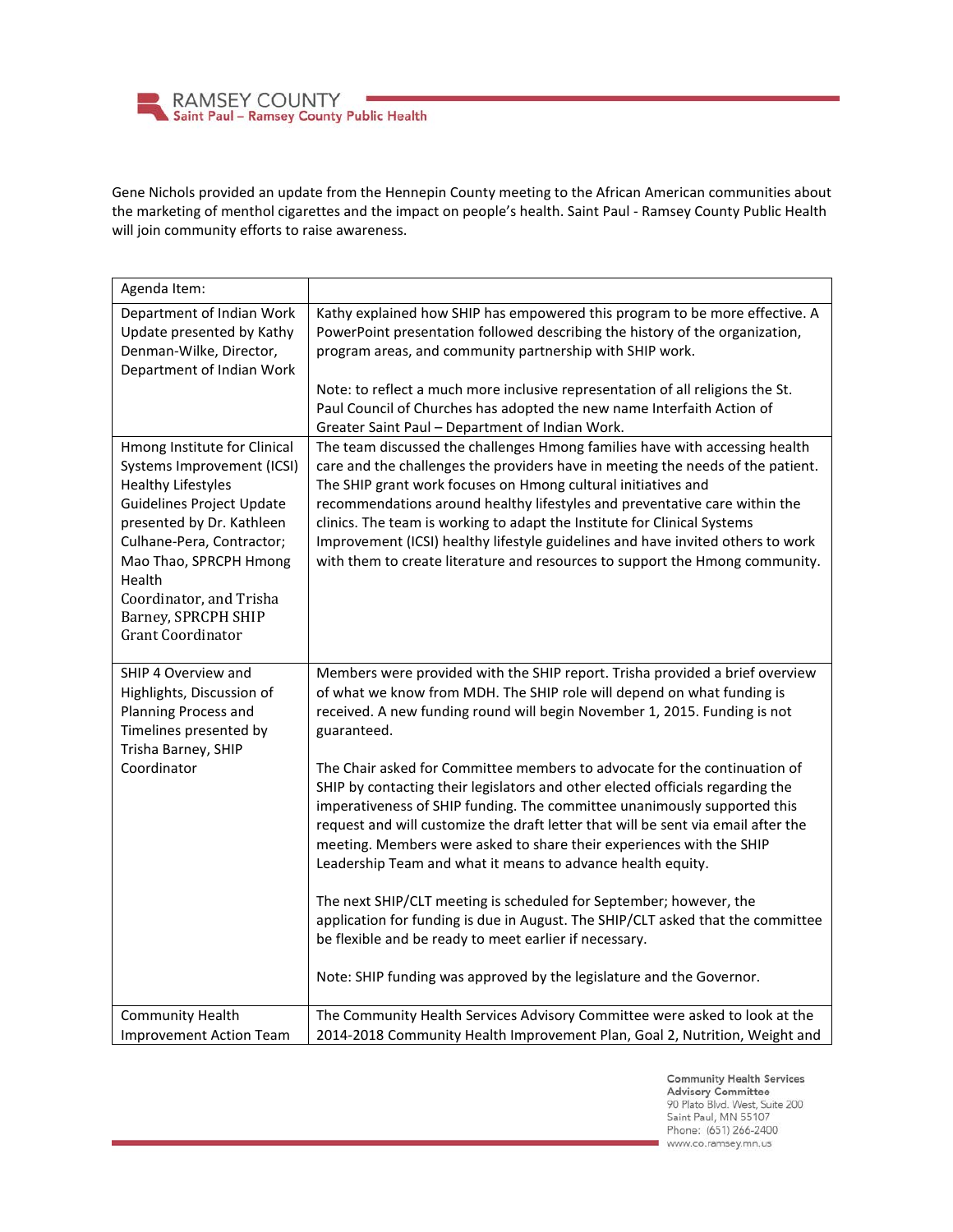Gene Nichols provided an update from the Hennepin County meeting to the African American communities about the marketing of menthol cigarettes and the impact on people's health. Saint Paul - Ramsey County Public Health will join community efforts to raise awareness.

| Agenda Item: | |
|---|---|
| Department of Indian Work Update presented by Kathy Denman-Wilke, Director, Department of Indian Work | Kathy explained how SHIP has empowered this program to be more effective. A PowerPoint presentation followed describing the history of the organization, program areas, and community partnership with SHIP work.<br><br>Note: to reflect a much more inclusive representation of all religions the St. Paul Council of Churches has adopted the new name Interfaith Action of Greater Saint Paul – Department of Indian Work. |
| Hmong Institute for Clinical Systems Improvement (ICSI) Healthy Lifestyles Guidelines Project Update presented by Dr. Kathleen Culhane-Pera, Contractor; Mao Thao, SPRCPH Hmong Health Coordinator, and Trisha Barney, SPRCPH SHIP Grant Coordinator | The team discussed the challenges Hmong families have with accessing health care and the challenges the providers have in meeting the needs of the patient. The SHIP grant work focuses on Hmong cultural initiatives and recommendations around healthy lifestyles and preventative care within the clinics. The team is working to adapt the Institute for Clinical Systems Improvement (ICSI) healthy lifestyle guidelines and have invited others to work with them to create literature and resources to support the Hmong community. |
| SHIP 4 Overview and Highlights, Discussion of Planning Process and Timelines presented by Trisha Barney, SHIP Coordinator | Members were provided with the SHIP report. Trisha provided a brief overview of what we know from MDH. The SHIP role will depend on what funding is received. A new funding round will begin November 1, 2015. Funding is not guaranteed.<br><br>The Chair asked for Committee members to advocate for the continuation of SHIP by contacting their legislators and other elected officials regarding the imperativeness of SHIP funding. The committee unanimously supported this request and will customize the draft letter that will be sent via email after the meeting. Members were asked to share their experiences with the SHIP Leadership Team and what it means to advance health equity.<br><br>The next SHIP/CLT meeting is scheduled for September; however, the application for funding is due in August. The SHIP/CLT asked that the committee be flexible and be ready to meet earlier if necessary.<br><br>Note: SHIP funding was approved by the legislature and the Governor. |
| Community Health Improvement Action Team | The Community Health Services Advisory Committee were asked to look at the 2014-2018 Community Health Improvement Plan, Goal 2, Nutrition, Weight and |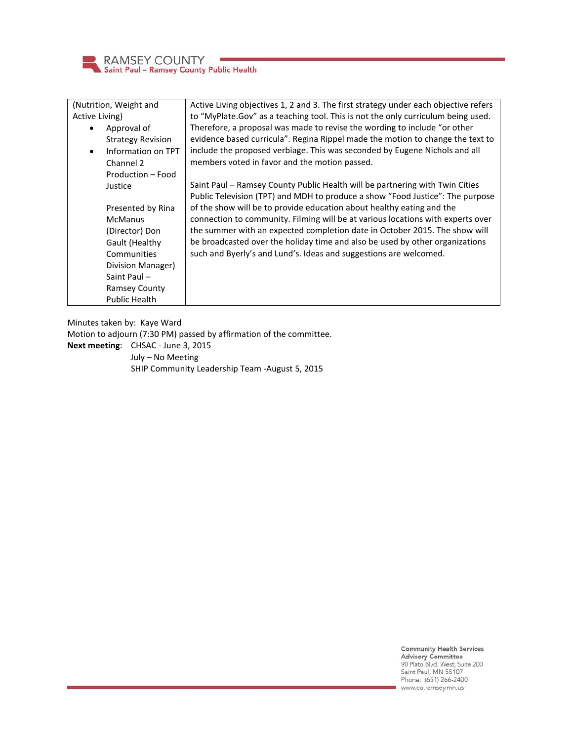| | |
|---|---|
| (Nutrition, Weight and Active Living)<br>• Approval of Strategy Revision<br>• Information on TPT Channel 2 Production – Food Justice<br><br>Presented by Rina McManus (Director) Don Gault (Healthy Communities Division Manager) Saint Paul – Ramsey County Public Health | Active Living objectives 1, 2 and 3. The first strategy under each objective refers to "MyPlate.Gov" as a teaching tool. This is not the only curriculum being used. Therefore, a proposal was made to revise the wording to include "or other evidence based curricula". Regina Rippel made the motion to change the text to include the proposed verbiage. This was seconded by Eugene Nichols and all members voted in favor and the motion passed.<br><br>Saint Paul – Ramsey County Public Health will be partnering with Twin Cities Public Television (TPT) and MDH to produce a show "Food Justice": The purpose of the show will be to provide education about healthy eating and the connection to community. Filming will be at various locations with experts over the summer with an expected completion date in October 2015. The show will be broadcasted over the holiday time and also be used by other organizations such and Byerly's and Lund's. Ideas and suggestions are welcomed. |

Minutes taken by: Kaye Ward

Motion to adjourn (7:30 PM) passed by affirmation of the committee.

**Next meeting**: CHSAC - June 3, 2015
July – No Meeting
SHIP Community Leadership Team -August 5, 2015